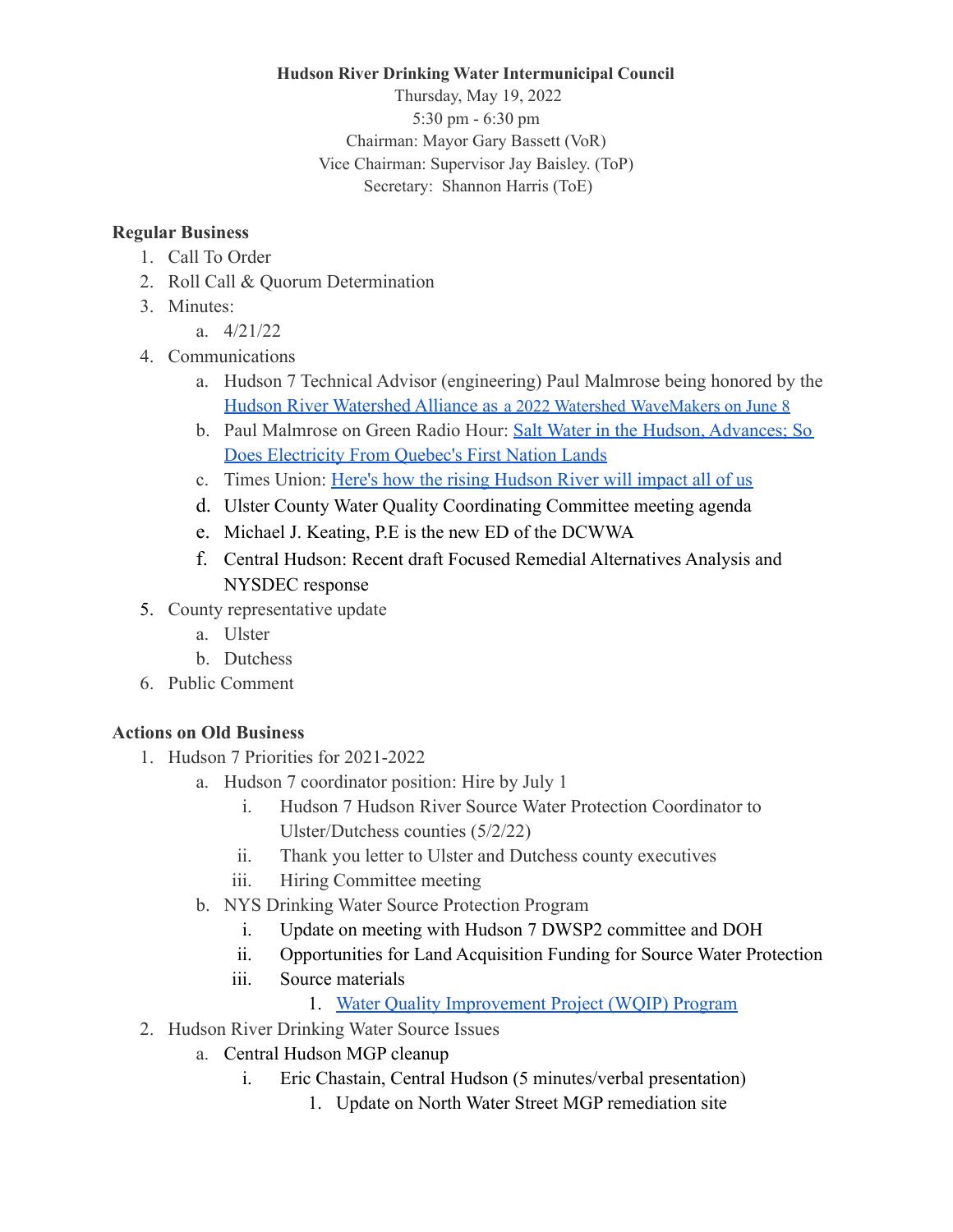**Hudson River Drinking Water Intermunicipal Council**

Thursday, May 19, 2022

5:30 pm - 6:30 pm

Chairman: Mayor Gary Bassett (VoR)

Vice Chairman: Supervisor Jay Baisley. (ToP)

Secretary: Shannon Harris (ToE)

## Regular Business

1. Call To Order
2. Roll Call & Quorum Determination
3. Minutes:
   a. 4/21/22
4. Communications
   a. Hudson 7 Technical Advisor (engineering) Paul Malmrose being honored by the Hudson River Watershed Alliance as a 2022 Watershed WaveMakers on June 8
   b. Paul Malmrose on Green Radio Hour: Salt Water in the Hudson, Advances; So Does Electricity From Quebec's First Nation Lands
   c. Times Union: Here's how the rising Hudson River will impact all of us
   d. Ulster County Water Quality Coordinating Committee meeting agenda
   e. Michael J. Keating, P.E is the new ED of the DCWWA
   f. Central Hudson: Recent draft Focused Remedial Alternatives Analysis and NYSDEC response
5. County representative update
   a. Ulster
   b. Dutchess
6. Public Comment

## Actions on Old Business

1. Hudson 7 Priorities for 2021-2022
   a. Hudson 7 coordinator position: Hire by July 1
      i. Hudson 7 Hudson River Source Water Protection Coordinator to Ulster/Dutchess counties (5/2/22)
      ii. Thank you letter to Ulster and Dutchess county executives
      iii. Hiring Committee meeting
   b. NYS Drinking Water Source Protection Program
      i. Update on meeting with Hudson 7 DWSP2 committee and DOH
      ii. Opportunities for Land Acquisition Funding for Source Water Protection
      iii. Source materials
         1. Water Quality Improvement Project (WQIP) Program
2. Hudson River Drinking Water Source Issues
   a. Central Hudson MGP cleanup
      i. Eric Chastain, Central Hudson (5 minutes/verbal presentation)
         1. Update on North Water Street MGP remediation site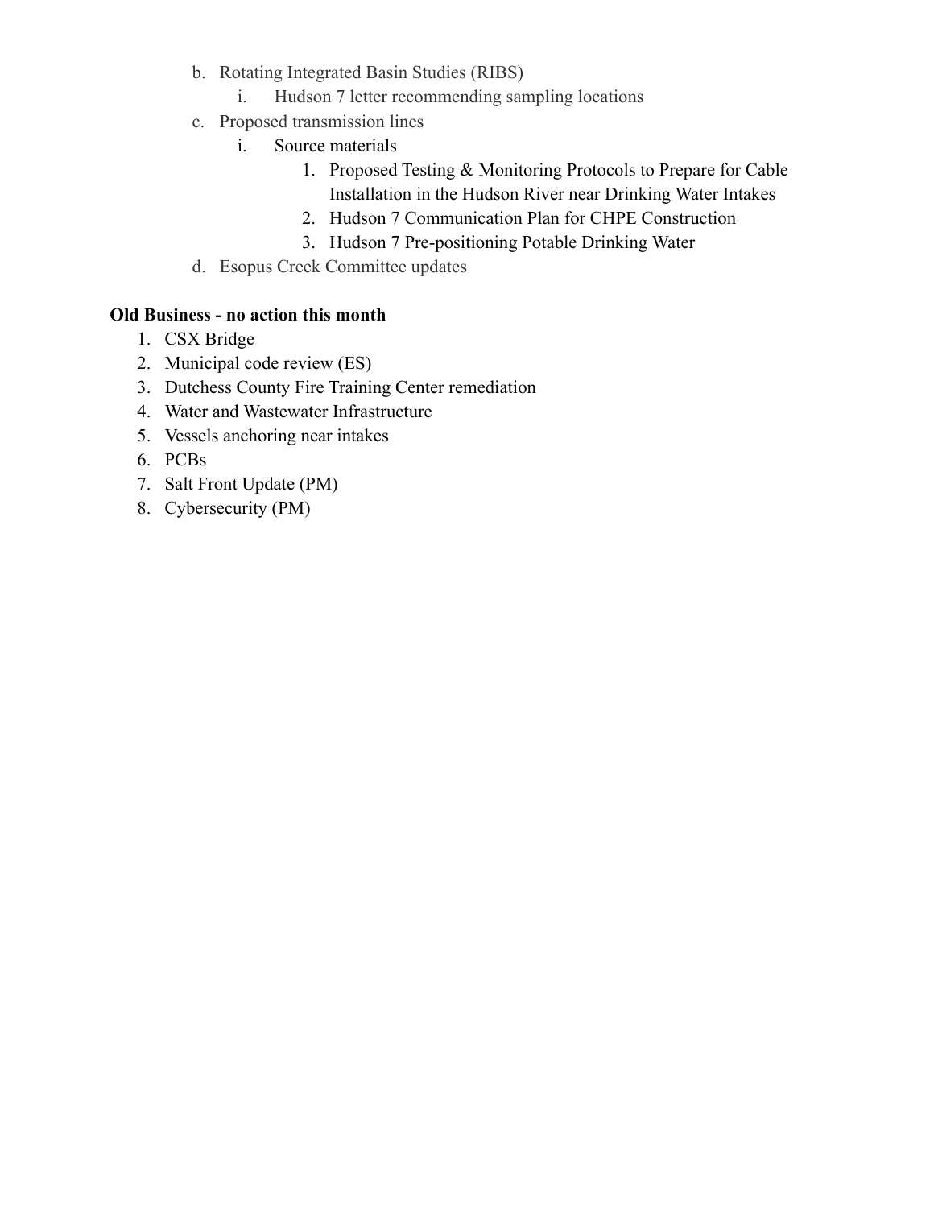b. Rotating Integrated Basin Studies (RIBS)
    i. Hudson 7 letter recommending sampling locations
c. Proposed transmission lines
    i. Source materials
        1. Proposed Testing & Monitoring Protocols to Prepare for Cable Installation in the Hudson River near Drinking Water Intakes
        2. Hudson 7 Communication Plan for CHPE Construction
        3. Hudson 7 Pre-positioning Potable Drinking Water
d. Esopus Creek Committee updates

**Old Business - no action this month**

1. CSX Bridge
2. Municipal code review (ES)
3. Dutchess County Fire Training Center remediation
4. Water and Wastewater Infrastructure
5. Vessels anchoring near intakes
6. PCBs
7. Salt Front Update (PM)
8. Cybersecurity (PM)